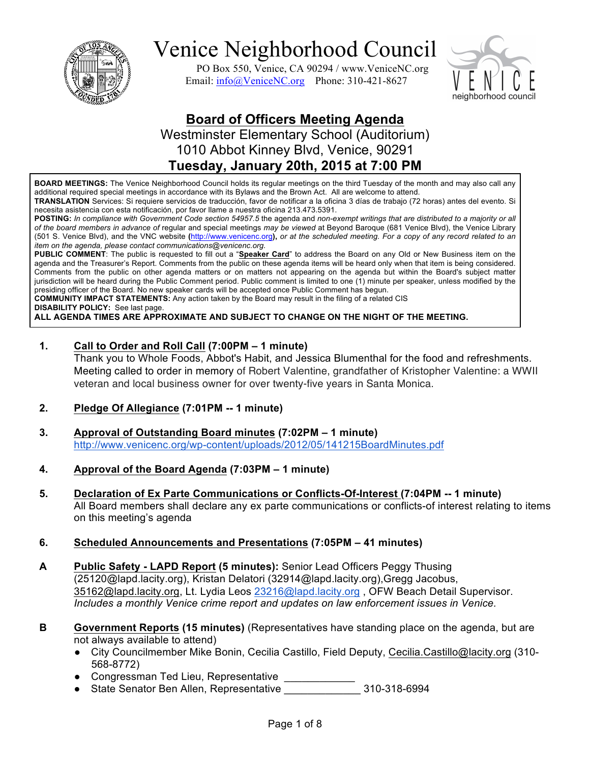# Venice Neighborhood Council

PO Box 550, Venice, CA 90294 / www.VeniceNC.org
Email: info@VeniceNC.org Phone: 310-421-8627

## Board of Officers Meeting Agenda

Westminster Elementary School (Auditorium)
1010 Abbot Kinney Blvd, Venice, 90291
**Tuesday, January 20th, 2015 at 7:00 PM**

**BOARD MEETINGS:** The Venice Neighborhood Council holds its regular meetings on the third Tuesday of the month and may also call any additional required special meetings in accordance with its Bylaws and the Brown Act. All are welcome to attend.
**TRANSLATION** Services: Si requiere servicios de traducción, favor de notificar a la oficina 3 días de trabajo (72 horas) antes del evento. Si necesita asistencia con esta notificación, por favor llame a nuestra oficina 213.473.5391.
**POSTING:** *In compliance with Government Code section 54957.5* the agenda and *non-exempt writings that are distributed to a majority or all of the board members in advance of* regular and special meetings *may be viewed* at Beyond Baroque (681 Venice Blvd), the Venice Library (501 S. Venice Blvd), and the VNC website (http://www.venicenc.org), *or at the scheduled meeting. For a copy of any record related to an item on the agenda, please contact communications@venicenc.org.*
**PUBLIC COMMENT**: The public is requested to fill out a "**Speaker Card**" to address the Board on any Old or New Business item on the agenda and the Treasurer's Report. Comments from the public on these agenda items will be heard only when that item is being considered. Comments from the public on other agenda matters or on matters not appearing on the agenda but within the Board's subject matter jurisdiction will be heard during the Public Comment period. Public comment is limited to one (1) minute per speaker, unless modified by the presiding officer of the Board. No new speaker cards will be accepted once Public Comment has begun.
**COMMUNITY IMPACT STATEMENTS:** Any action taken by the Board may result in the filing of a related CIS
**DISABILITY POLICY:** See last page.
**ALL AGENDA TIMES ARE APPROXIMATE AND SUBJECT TO CHANGE ON THE NIGHT OF THE MEETING.**

**1. Call to Order and Roll Call (7:00PM – 1 minute)**
Thank you to Whole Foods, Abbot's Habit, and Jessica Blumenthal for the food and refreshments. Meeting called to order in memory of Robert Valentine, grandfather of Kristopher Valentine: a WWII veteran and local business owner for over twenty-five years in Santa Monica.

**2. Pledge Of Allegiance (7:01PM -- 1 minute)**

**3. Approval of Outstanding Board minutes (7:02PM – 1 minute)**
http://www.venicenc.org/wp-content/uploads/2012/05/141215BoardMinutes.pdf

**4. Approval of the Board Agenda (7:03PM – 1 minute)**

**5. Declaration of Ex Parte Communications or Conflicts-Of-Interest (7:04PM -- 1 minute)**
All Board members shall declare any ex parte communications or conflicts-of interest relating to items on this meeting's agenda

**6. Scheduled Announcements and Presentations (7:05PM – 41 minutes)**

**A Public Safety - LAPD Report (5 minutes):** Senior Lead Officers Peggy Thusing (25120@lapd.lacity.org), Kristan Delatori (32914@lapd.lacity.org), Gregg Jacobus, 35162@lapd.lacity.org, Lt. Lydia Leos 23216@lapd.lacity.org , OFW Beach Detail Supervisor.
*Includes a monthly Venice crime report and updates on law enforcement issues in Venice.*

**B Government Reports (15 minutes)** (Representatives have standing place on the agenda, but are not always available to attend)

- City Councilmember Mike Bonin, Cecilia Castillo, Field Deputy, Cecilia.Castillo@lacity.org (310-568-8772)
- Congressman Ted Lieu, Representative ____________
- State Senator Ben Allen, Representative _____________ 310-318-6994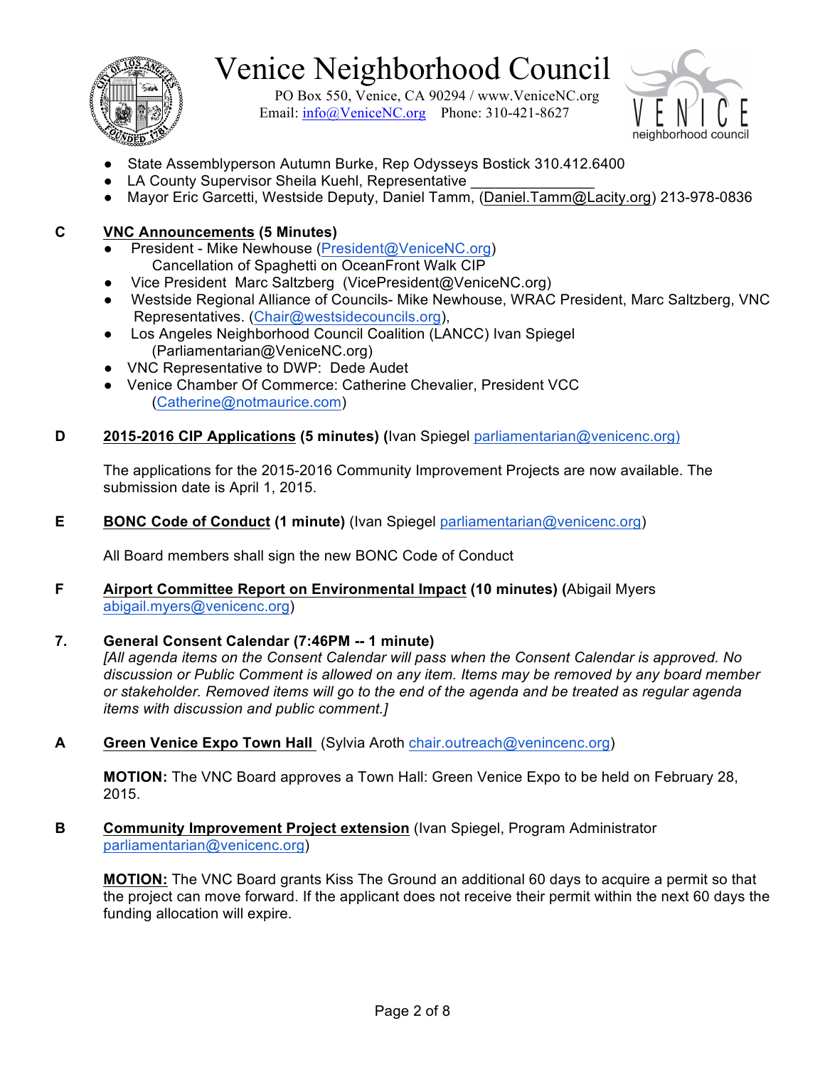- State Assemblyperson Autumn Burke, Rep Odysseys Bostick 310.412.6400
- LA County Supervisor Sheila Kuehl, Representative _______________
- Mayor Eric Garcetti, Westside Deputy, Daniel Tamm, (Daniel.Tamm@Lacity.org) 213-978-0836

**C** **VNC Announcements (5 Minutes)**

- President - Mike Newhouse (President@VeniceNC.org)
  Cancellation of Spaghetti on OceanFront Walk CIP
- Vice President Marc Saltzberg (VicePresident@VeniceNC.org)
- Westside Regional Alliance of Councils- Mike Newhouse, WRAC President, Marc Saltzberg, VNC Representatives. (Chair@westsidecouncils.org),
- Los Angeles Neighborhood Council Coalition (LANCC) Ivan Spiegel (Parliamentarian@VeniceNC.org)
- VNC Representative to DWP: Dede Audet
- Venice Chamber Of Commerce: Catherine Chevalier, President VCC (Catherine@notmaurice.com)

**D** **2015-2016 CIP Applications (5 minutes) (**Ivan Spiegel parliamentarian@venicenc.org)

The applications for the 2015-2016 Community Improvement Projects are now available. The submission date is April 1, 2015.

**E** **BONC Code of Conduct (1 minute)** (Ivan Spiegel parliamentarian@venicenc.org)

All Board members shall sign the new BONC Code of Conduct

**F** **Airport Committee Report on Environmental Impact (10 minutes) (**Abigail Myers abigail.myers@venicenc.org)

**7.** **General Consent Calendar (7:46PM -- 1 minute)**

*[All agenda items on the Consent Calendar will pass when the Consent Calendar is approved. No discussion or Public Comment is allowed on any item. Items may be removed by any board member or stakeholder. Removed items will go to the end of the agenda and be treated as regular agenda items with discussion and public comment.]*

**A** **Green Venice Expo Town Hall** (Sylvia Aroth chair.outreach@venincenc.org)

**MOTION:** The VNC Board approves a Town Hall: Green Venice Expo to be held on February 28, 2015.

**B** **Community Improvement Project extension** (Ivan Spiegel, Program Administrator parliamentarian@venicenc.org)

**MOTION:** The VNC Board grants Kiss The Ground an additional 60 days to acquire a permit so that the project can move forward. If the applicant does not receive their permit within the next 60 days the funding allocation will expire.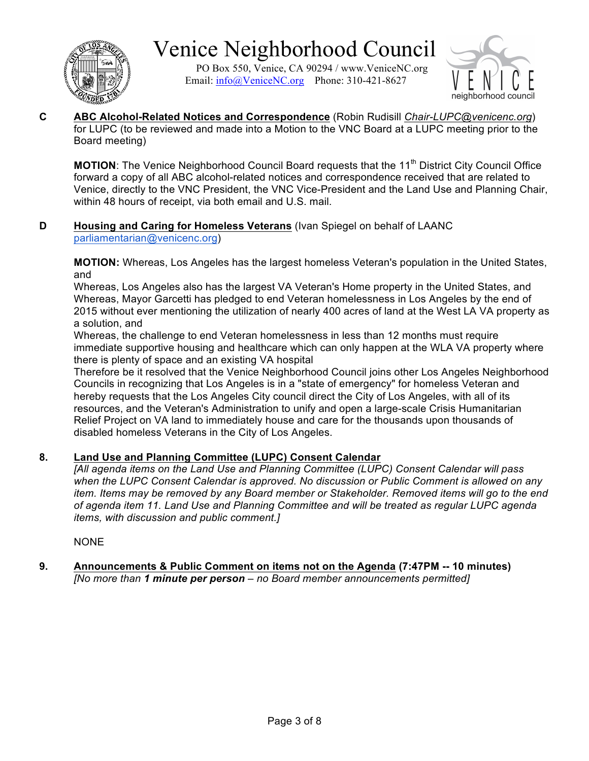**C** **ABC Alcohol-Related Notices and Correspondence** (Robin Rudisill *Chair-LUPC@venicenc.org*) for LUPC (to be reviewed and made into a Motion to the VNC Board at a LUPC meeting prior to the Board meeting)

**MOTION**: The Venice Neighborhood Council Board requests that the 11th District City Council Office forward a copy of all ABC alcohol-related notices and correspondence received that are related to Venice, directly to the VNC President, the VNC Vice-President and the Land Use and Planning Chair, within 48 hours of receipt, via both email and U.S. mail.

**D** **Housing and Caring for Homeless Veterans** (Ivan Spiegel on behalf of LAANC parliamentarian@venicenc.org)

**MOTION:** Whereas, Los Angeles has the largest homeless Veteran's population in the United States, and
Whereas, Los Angeles also has the largest VA Veteran's Home property in the United States, and
Whereas, Mayor Garcetti has pledged to end Veteran homelessness in Los Angeles by the end of 2015 without ever mentioning the utilization of nearly 400 acres of land at the West LA VA property as a solution, and
Whereas, the challenge to end Veteran homelessness in less than 12 months must require immediate supportive housing and healthcare which can only happen at the WLA VA property where there is plenty of space and an existing VA hospital
Therefore be it resolved that the Venice Neighborhood Council joins other Los Angeles Neighborhood Councils in recognizing that Los Angeles is in a "state of emergency" for homeless Veteran and hereby requests that the Los Angeles City council direct the City of Los Angeles, with all of its resources, and the Veteran's Administration to unify and open a large-scale Crisis Humanitarian Relief Project on VA land to immediately house and care for the thousands upon thousands of disabled homeless Veterans in the City of Los Angeles.

**8.** **Land Use and Planning Committee (LUPC) Consent Calendar**
*[All agenda items on the Land Use and Planning Committee (LUPC) Consent Calendar will pass when the LUPC Consent Calendar is approved. No discussion or Public Comment is allowed on any item. Items may be removed by any Board member or Stakeholder. Removed items will go to the end of agenda item 11. Land Use and Planning Committee and will be treated as regular LUPC agenda items, with discussion and public comment.]*

NONE

**9.** **Announcements & Public Comment on items not on the Agenda (7:47PM -- 10 minutes)**
*[No more than **1 minute per person** – no Board member announcements permitted]*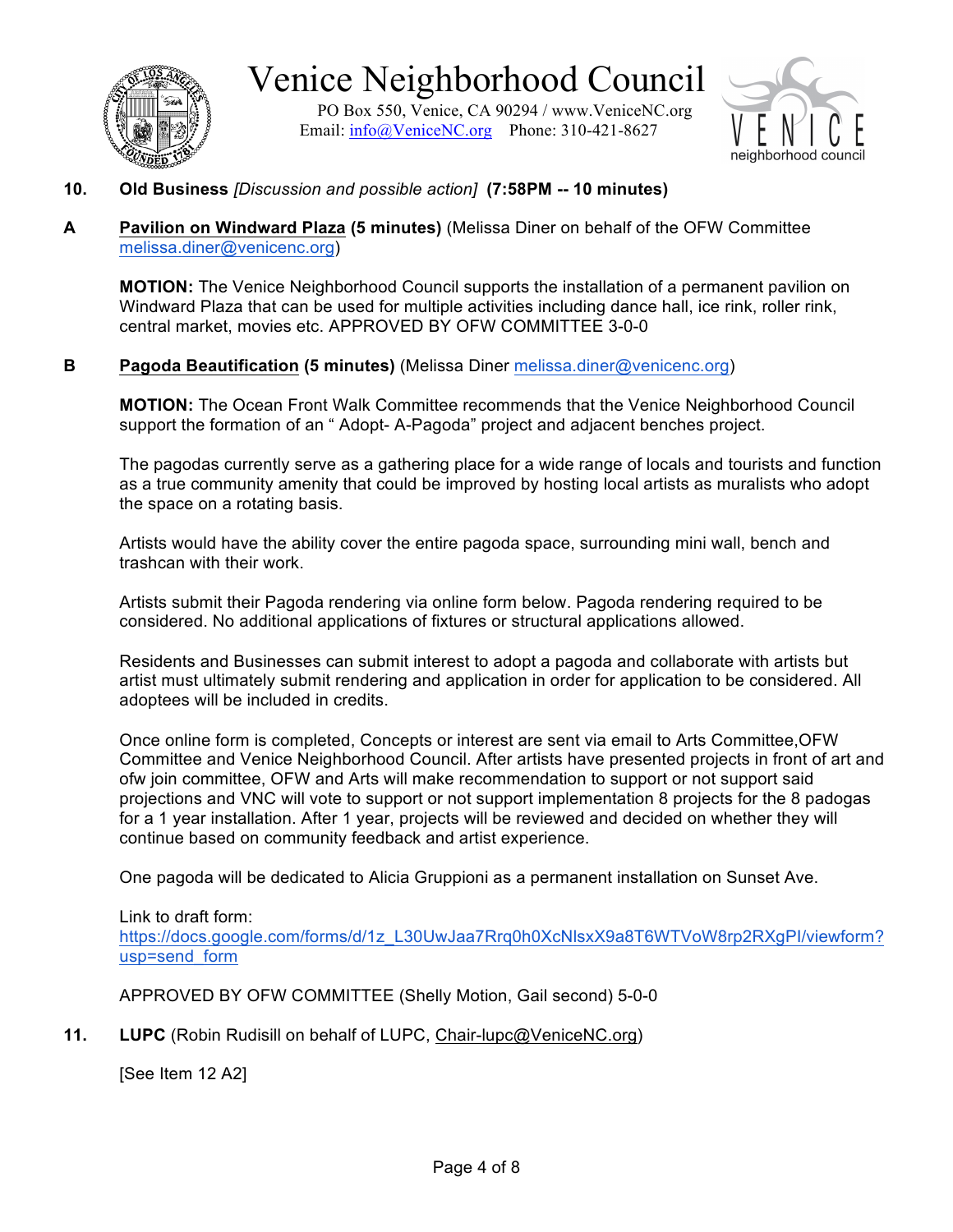**10. Old Business** *[Discussion and possible action]* **(7:58PM -- 10 minutes)**

**A** **Pavilion on Windward Plaza (5 minutes)** (Melissa Diner on behalf of the OFW Committee melissa.diner@venicenc.org)

**MOTION:** The Venice Neighborhood Council supports the installation of a permanent pavilion on Windward Plaza that can be used for multiple activities including dance hall, ice rink, roller rink, central market, movies etc. APPROVED BY OFW COMMITTEE 3-0-0

**B** **Pagoda Beautification (5 minutes)** (Melissa Diner melissa.diner@venicenc.org)

**MOTION:** The Ocean Front Walk Committee recommends that the Venice Neighborhood Council support the formation of an " Adopt- A-Pagoda" project and adjacent benches project.

The pagodas currently serve as a gathering place for a wide range of locals and tourists and function as a true community amenity that could be improved by hosting local artists as muralists who adopt the space on a rotating basis.

Artists would have the ability cover the entire pagoda space, surrounding mini wall, bench and trashcan with their work.

Artists submit their Pagoda rendering via online form below. Pagoda rendering required to be considered. No additional applications of fixtures or structural applications allowed.

Residents and Businesses can submit interest to adopt a pagoda and collaborate with artists but artist must ultimately submit rendering and application in order for application to be considered. All adoptees will be included in credits.

Once online form is completed, Concepts or interest are sent via email to Arts Committee,OFW Committee and Venice Neighborhood Council. After artists have presented projects in front of art and ofw join committee, OFW and Arts will make recommendation to support or not support said projections and VNC will vote to support or not support implementation 8 projects for the 8 padogas for a 1 year installation. After 1 year, projects will be reviewed and decided on whether they will continue based on community feedback and artist experience.

One pagoda will be dedicated to Alicia Gruppioni as a permanent installation on Sunset Ave.

Link to draft form:
https://docs.google.com/forms/d/1z_L30UwJaa7Rrq0h0XcNlsxX9a8T6WTVoW8rp2RXgPI/viewform?usp=send_form

APPROVED BY OFW COMMITTEE (Shelly Motion, Gail second) 5-0-0

**11. LUPC** (Robin Rudisill on behalf of LUPC, Chair-lupc@VeniceNC.org)

[See Item 12 A2]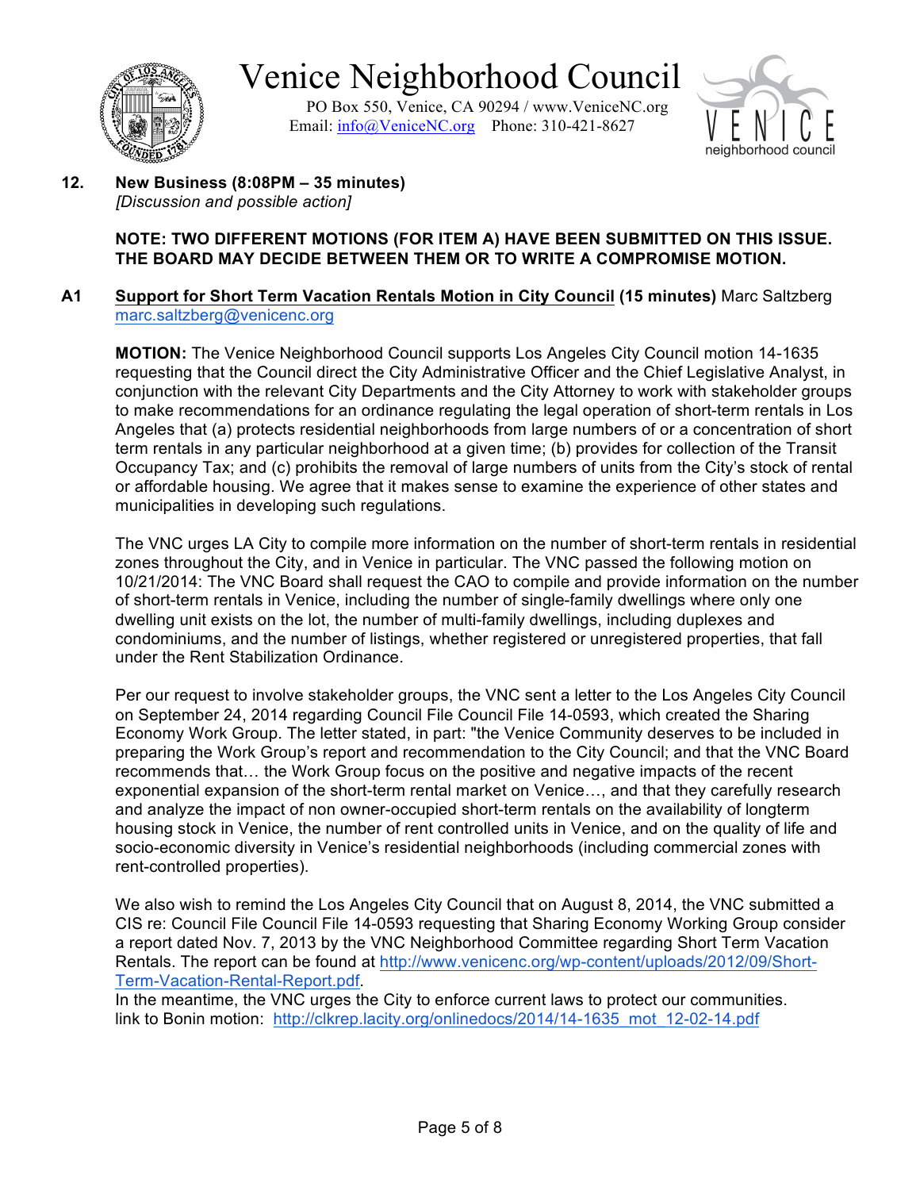# Venice Neighborhood Council

PO Box 550, Venice, CA 90294 / www.VeniceNC.org
Email: info@VeniceNC.org Phone: 310-421-8627

**12. New Business (8:08PM – 35 minutes)**
*[Discussion and possible action]*

**NOTE: TWO DIFFERENT MOTIONS (FOR ITEM A) HAVE BEEN SUBMITTED ON THIS ISSUE. THE BOARD MAY DECIDE BETWEEN THEM OR TO WRITE A COMPROMISE MOTION.**

**A1** Support for Short Term Vacation Rentals Motion in City Council **(15 minutes)** Marc Saltzberg marc.saltzberg@venicenc.org

**MOTION:** The Venice Neighborhood Council supports Los Angeles City Council motion 14-1635 requesting that the Council direct the City Administrative Officer and the Chief Legislative Analyst, in conjunction with the relevant City Departments and the City Attorney to work with stakeholder groups to make recommendations for an ordinance regulating the legal operation of short-term rentals in Los Angeles that (a) protects residential neighborhoods from large numbers of or a concentration of short term rentals in any particular neighborhood at a given time; (b) provides for collection of the Transit Occupancy Tax; and (c) prohibits the removal of large numbers of units from the City's stock of rental or affordable housing. We agree that it makes sense to examine the experience of other states and municipalities in developing such regulations.

The VNC urges LA City to compile more information on the number of short-term rentals in residential zones throughout the City, and in Venice in particular. The VNC passed the following motion on 10/21/2014: The VNC Board shall request the CAO to compile and provide information on the number of short-term rentals in Venice, including the number of single-family dwellings where only one dwelling unit exists on the lot, the number of multi-family dwellings, including duplexes and condominiums, and the number of listings, whether registered or unregistered properties, that fall under the Rent Stabilization Ordinance.

Per our request to involve stakeholder groups, the VNC sent a letter to the Los Angeles City Council on September 24, 2014 regarding Council File Council File 14-0593, which created the Sharing Economy Work Group. The letter stated, in part: "the Venice Community deserves to be included in preparing the Work Group's report and recommendation to the City Council; and that the VNC Board recommends that… the Work Group focus on the positive and negative impacts of the recent exponential expansion of the short-term rental market on Venice…, and that they carefully research and analyze the impact of non owner-occupied short-term rentals on the availability of longterm housing stock in Venice, the number of rent controlled units in Venice, and on the quality of life and socio-economic diversity in Venice's residential neighborhoods (including commercial zones with rent-controlled properties).

We also wish to remind the Los Angeles City Council that on August 8, 2014, the VNC submitted a CIS re: Council File Council File 14-0593 requesting that Sharing Economy Working Group consider a report dated Nov. 7, 2013 by the VNC Neighborhood Committee regarding Short Term Vacation Rentals. The report can be found at http://www.venicenc.org/wp-content/uploads/2012/09/Short-Term-Vacation-Rental-Report.pdf.
In the meantime, the VNC urges the City to enforce current laws to protect our communities.
link to Bonin motion: http://clkrep.lacity.org/onlinedocs/2014/14-1635_mot_12-02-14.pdf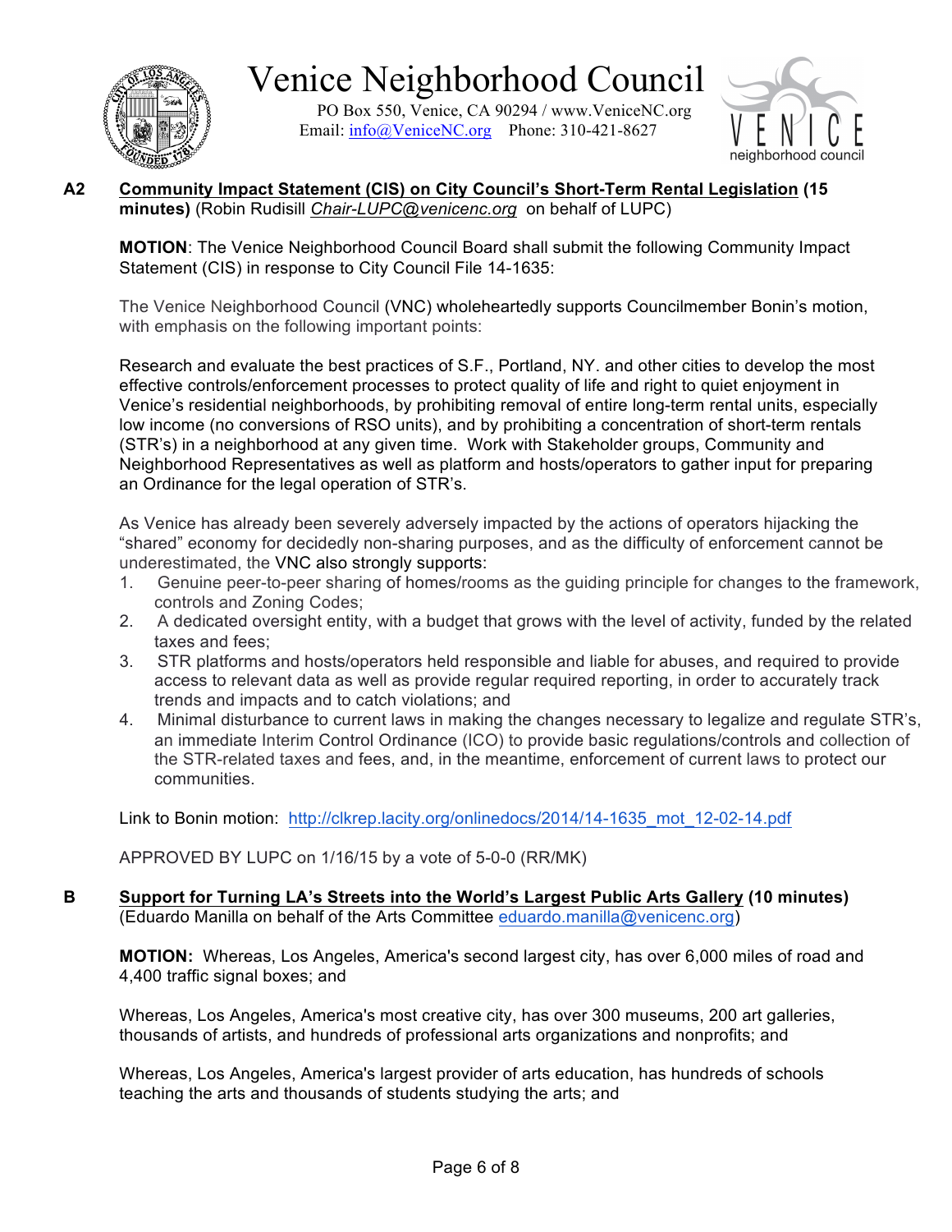# Venice Neighborhood Council

PO Box 550, Venice, CA 90294 / www.VeniceNC.org
Email: info@VeniceNC.org Phone: 310-421-8627

**A2** **Community Impact Statement (CIS) on City Council's Short-Term Rental Legislation (15 minutes)** (Robin Rudisill *Chair-LUPC@venicenc.org* on behalf of LUPC)

**MOTION**: The Venice Neighborhood Council Board shall submit the following Community Impact Statement (CIS) in response to City Council File 14-1635:

The Venice Neighborhood Council (VNC) wholeheartedly supports Councilmember Bonin's motion, with emphasis on the following important points:

Research and evaluate the best practices of S.F., Portland, NY. and other cities to develop the most effective controls/enforcement processes to protect quality of life and right to quiet enjoyment in Venice's residential neighborhoods, by prohibiting removal of entire long-term rental units, especially low income (no conversions of RSO units), and by prohibiting a concentration of short-term rentals (STR's) in a neighborhood at any given time. Work with Stakeholder groups, Community and Neighborhood Representatives as well as platform and hosts/operators to gather input for preparing an Ordinance for the legal operation of STR's.

As Venice has already been severely adversely impacted by the actions of operators hijacking the "shared" economy for decidedly non-sharing purposes, and as the difficulty of enforcement cannot be underestimated, the VNC also strongly supports:

1. Genuine peer-to-peer sharing of homes/rooms as the guiding principle for changes to the framework, controls and Zoning Codes;
2. A dedicated oversight entity, with a budget that grows with the level of activity, funded by the related taxes and fees;
3. STR platforms and hosts/operators held responsible and liable for abuses, and required to provide access to relevant data as well as provide regular required reporting, in order to accurately track trends and impacts and to catch violations; and
4. Minimal disturbance to current laws in making the changes necessary to legalize and regulate STR's, an immediate Interim Control Ordinance (ICO) to provide basic regulations/controls and collection of the STR-related taxes and fees, and, in the meantime, enforcement of current laws to protect our communities.

Link to Bonin motion: http://clkrep.lacity.org/onlinedocs/2014/14-1635_mot_12-02-14.pdf

APPROVED BY LUPC on 1/16/15 by a vote of 5-0-0 (RR/MK)

**B** **Support for Turning LA's Streets into the World's Largest Public Arts Gallery (10 minutes)** (Eduardo Manilla on behalf of the Arts Committee eduardo.manilla@venicenc.org)

**MOTION:** Whereas, Los Angeles, America's second largest city, has over 6,000 miles of road and 4,400 traffic signal boxes; and

Whereas, Los Angeles, America's most creative city, has over 300 museums, 200 art galleries, thousands of artists, and hundreds of professional arts organizations and nonprofits; and

Whereas, Los Angeles, America's largest provider of arts education, has hundreds of schools teaching the arts and thousands of students studying the arts; and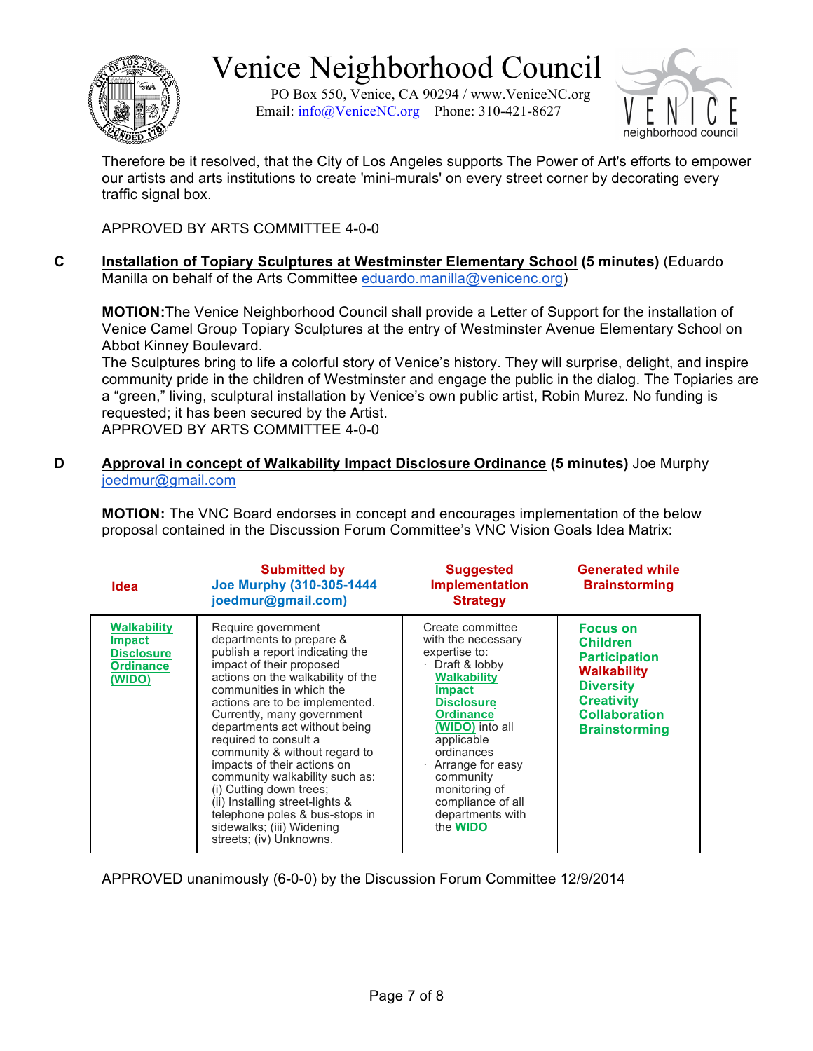Therefore be it resolved, that the City of Los Angeles supports The Power of Art's efforts to empower our artists and arts institutions to create 'mini-murals' on every street corner by decorating every traffic signal box.

APPROVED BY ARTS COMMITTEE 4-0-0

**C** **Installation of Topiary Sculptures at Westminster Elementary School (5 minutes)** (Eduardo Manilla on behalf of the Arts Committee eduardo.manilla@venicenc.org)

**MOTION:** The Venice Neighborhood Council shall provide a Letter of Support for the installation of Venice Camel Group Topiary Sculptures at the entry of Westminster Avenue Elementary School on Abbot Kinney Boulevard.
The Sculptures bring to life a colorful story of Venice's history. They will surprise, delight, and inspire community pride in the children of Westminster and engage the public in the dialog. The Topiaries are a "green," living, sculptural installation by Venice's own public artist, Robin Murez. No funding is requested; it has been secured by the Artist.
APPROVED BY ARTS COMMITTEE 4-0-0

**D** **Approval in concept of Walkability Impact Disclosure Ordinance (5 minutes)** Joe Murphy joedmur@gmail.com

**MOTION:** The VNC Board endorses in concept and encourages implementation of the below proposal contained in the Discussion Forum Committee's VNC Vision Goals Idea Matrix:

| **Idea** | **Submitted by Joe Murphy (310-305-1444 joedmur@gmail.com)** | **Suggested Implementation Strategy** | **Generated while Brainstorming** |
|---|---|---|---|
| **Walkability Impact Disclosure Ordinance (WIDO)** | Require government departments to prepare & publish a report indicating the impact of their proposed actions on the walkability of the communities in which the actions are to be implemented. Currently, many government departments act without being required to consult a community & without regard to impacts of their actions on community walkability such as: (i) Cutting down trees; (ii) Installing street-lights & telephone poles & bus-stops in sidewalks; (iii) Widening streets; (iv) Unknowns. | Create committee with the necessary expertise to: · Draft & lobby **Walkability Impact Disclosure Ordinance (WIDO)** into all applicable ordinances · Arrange for easy community monitoring of compliance of all departments with the **WIDO** | **Focus on Children Participation Walkability Diversity Creativity Collaboration Brainstorming** |

APPROVED unanimously (6-0-0) by the Discussion Forum Committee 12/9/2014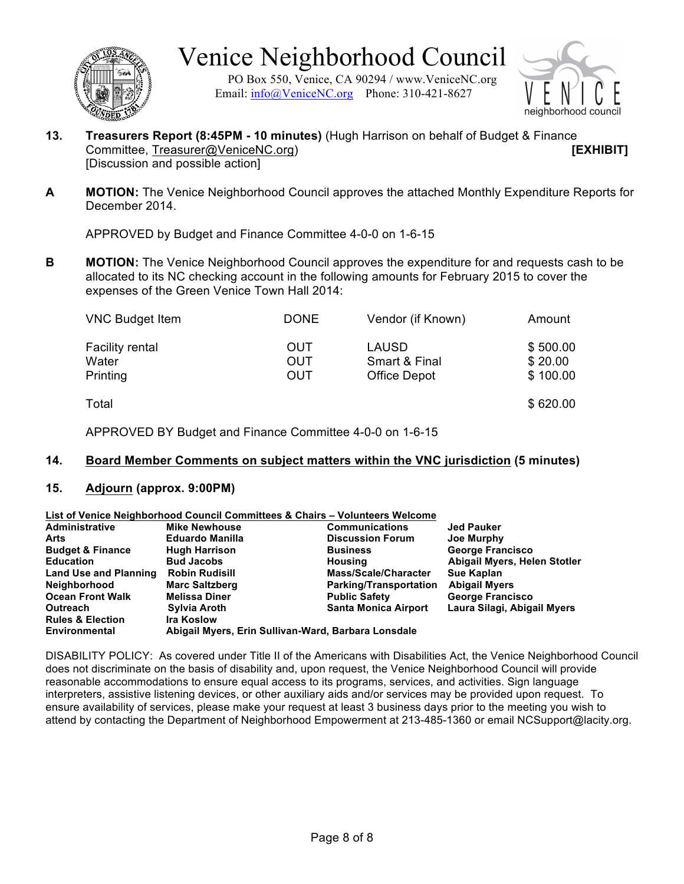# Venice Neighborhood Council

PO Box 550, Venice, CA 90294 / www.VeniceNC.org
Email: info@VeniceNC.org Phone: 310-421-8627

**13. Treasurers Report (8:45PM - 10 minutes)** (Hugh Harrison on behalf of Budget & Finance Committee, Treasurer@VeniceNC.org) **[EXHIBIT]**
[Discussion and possible action]

**A** **MOTION:** The Venice Neighborhood Council approves the attached Monthly Expenditure Reports for December 2014.

APPROVED by Budget and Finance Committee 4-0-0 on 1-6-15

**B** **MOTION:** The Venice Neighborhood Council approves the expenditure for and requests cash to be allocated to its NC checking account in the following amounts for February 2015 to cover the expenses of the Green Venice Town Hall 2014:

| VNC Budget Item | DONE | Vendor (if Known) | Amount |
|---|---|---|---|
| Facility rental | OUT | LAUSD | $ 500.00 |
| Water | OUT | Smart & Final | $ 20.00 |
| Printing | OUT | Office Depot | $ 100.00 |
| Total | | | $ 620.00 |

APPROVED BY Budget and Finance Committee 4-0-0 on 1-6-15

**14. Board Member Comments on subject matters within the VNC jurisdiction (5 minutes)**

**15. Adjourn (approx. 9:00PM)**

**List of Venice Neighborhood Council Committees & Chairs – Volunteers Welcome**

| | | | |
|---|---|---|---|
| **Administrative** | **Mike Newhouse** | **Communications** | **Jed Pauker** |
| **Arts** | **Eduardo Manilla** | **Discussion Forum** | **Joe Murphy** |
| **Budget & Finance** | **Hugh Harrison** | **Business** | **George Francisco** |
| **Education** | **Bud Jacobs** | **Housing** | **Abigail Myers, Helen Stotler** |
| **Land Use and Planning** | **Robin Rudisill** | **Mass/Scale/Character** | **Sue Kaplan** |
| **Neighborhood** | **Marc Saltzberg** | **Parking/Transportation** | **Abigail Myers** |
| **Ocean Front Walk** | **Melissa Diner** | **Public Safety** | **George Francisco** |
| **Outreach** | **Sylvia Aroth** | **Santa Monica Airport** | **Laura Silagi, Abigail Myers** |
| **Rules & Election** | **Ira Koslow** | | |
| **Environmental** | **Abigail Myers, Erin Sullivan-Ward, Barbara Lonsdale** | | |

DISABILITY POLICY: As covered under Title II of the Americans with Disabilities Act, the Venice Neighborhood Council does not discriminate on the basis of disability and, upon request, the Venice Neighborhood Council will provide reasonable accommodations to ensure equal access to its programs, services, and activities. Sign language interpreters, assistive listening devices, or other auxiliary aids and/or services may be provided upon request. To ensure availability of services, please make your request at least 3 business days prior to the meeting you wish to attend by contacting the Department of Neighborhood Empowerment at 213-485-1360 or email NCSupport@lacity.org.